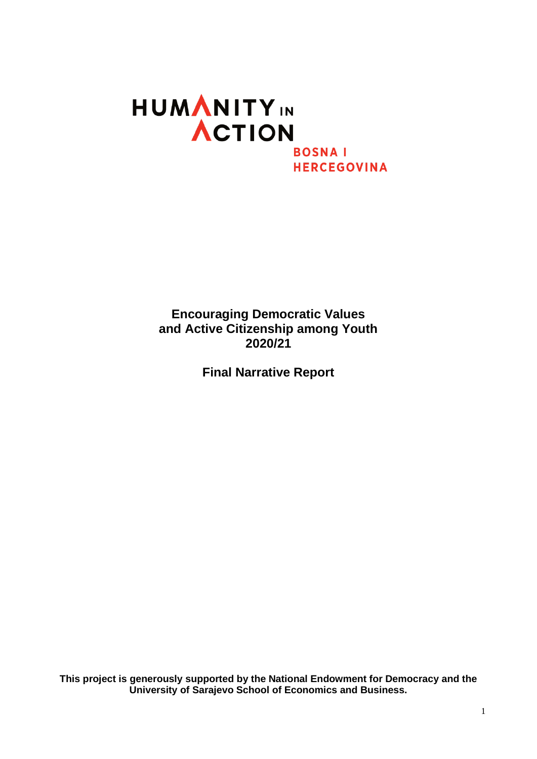HUMANITY IN ACTION

BOSNA I HERCEGOVINA

# Encouraging Democratic Values and Active Citizenship among Youth 2020/21

## Final Narrative Report

**This project is generously supported by the National Endowment for Democracy and the University of Sarajevo School of Economics and Business.**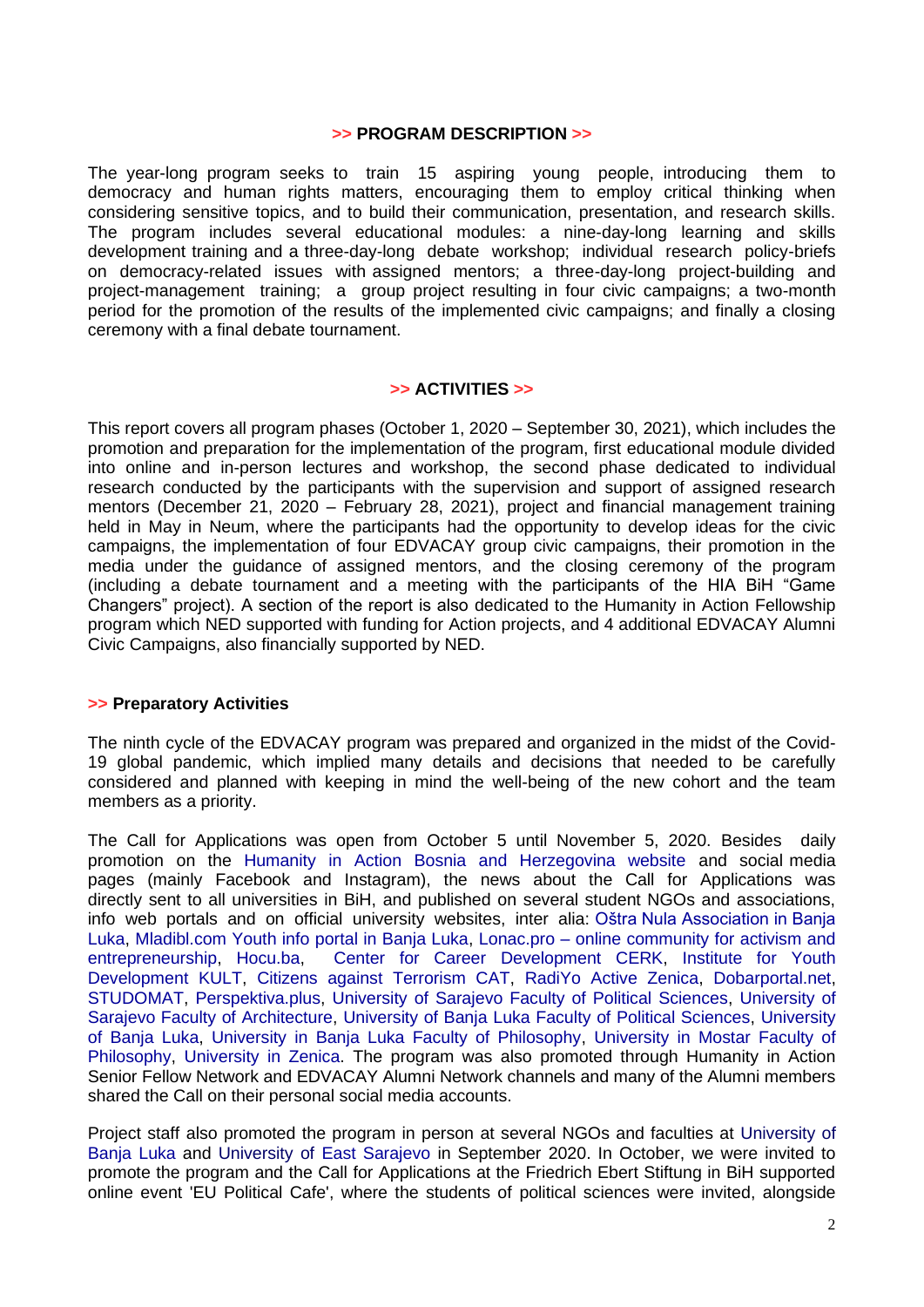## >> PROGRAM DESCRIPTION >>

The year-long program seeks to train 15 aspiring young people, introducing them to democracy and human rights matters, encouraging them to employ critical thinking when considering sensitive topics, and to build their communication, presentation, and research skills. The program includes several educational modules: a nine-day-long learning and skills development training and a three-day-long debate workshop; individual research policy-briefs on democracy-related issues with assigned mentors; a three-day-long project-building and project-management training; a group project resulting in four civic campaigns; a two-month period for the promotion of the results of the implemented civic campaigns; and finally a closing ceremony with a final debate tournament.

## >> ACTIVITIES >>

This report covers all program phases (October 1, 2020 – September 30, 2021), which includes the promotion and preparation for the implementation of the program, first educational module divided into online and in-person lectures and workshop, the second phase dedicated to individual research conducted by the participants with the supervision and support of assigned research mentors (December 21, 2020 – February 28, 2021), project and financial management training held in May in Neum, where the participants had the opportunity to develop ideas for the civic campaigns, the implementation of four EDVACAY group civic campaigns, their promotion in the media under the guidance of assigned mentors, and the closing ceremony of the program (including a debate tournament and a meeting with the participants of the HIA BiH "Game Changers" project). A section of the report is also dedicated to the Humanity in Action Fellowship program which NED supported with funding for Action projects, and 4 additional EDVACAY Alumni Civic Campaigns, also financially supported by NED.

### >> Preparatory Activities

The ninth cycle of the EDVACAY program was prepared and organized in the midst of the Covid-19 global pandemic, which implied many details and decisions that needed to be carefully considered and planned with keeping in mind the well-being of the new cohort and the team members as a priority.

The Call for Applications was open from October 5 until November 5, 2020. Besides daily promotion on the Humanity in Action Bosnia and Herzegovina website and social media pages (mainly Facebook and Instagram), the news about the Call for Applications was directly sent to all universities in BiH, and published on several student NGOs and associations, info web portals and on official university websites, inter alia: Oštra Nula Association in Banja Luka, Mladibl.com Youth info portal in Banja Luka, Lonac.pro – online community for activism and entrepreneurship, Hocu.ba, Center for Career Development CERK, Institute for Youth Development KULT, Citizens against Terrorism CAT, RadiYo Active Zenica, Dobarportal.net, STUDOMAT, Perspektiva.plus, University of Sarajevo Faculty of Political Sciences, University of Sarajevo Faculty of Architecture, University of Banja Luka Faculty of Political Sciences, University of Banja Luka, University in Banja Luka Faculty of Philosophy, University in Mostar Faculty of Philosophy, University in Zenica. The program was also promoted through Humanity in Action Senior Fellow Network and EDVACAY Alumni Network channels and many of the Alumni members shared the Call on their personal social media accounts.

Project staff also promoted the program in person at several NGOs and faculties at University of Banja Luka and University of East Sarajevo in September 2020. In October, we were invited to promote the program and the Call for Applications at the Friedrich Ebert Stiftung in BiH supported online event 'EU Political Cafe', where the students of political sciences were invited, alongside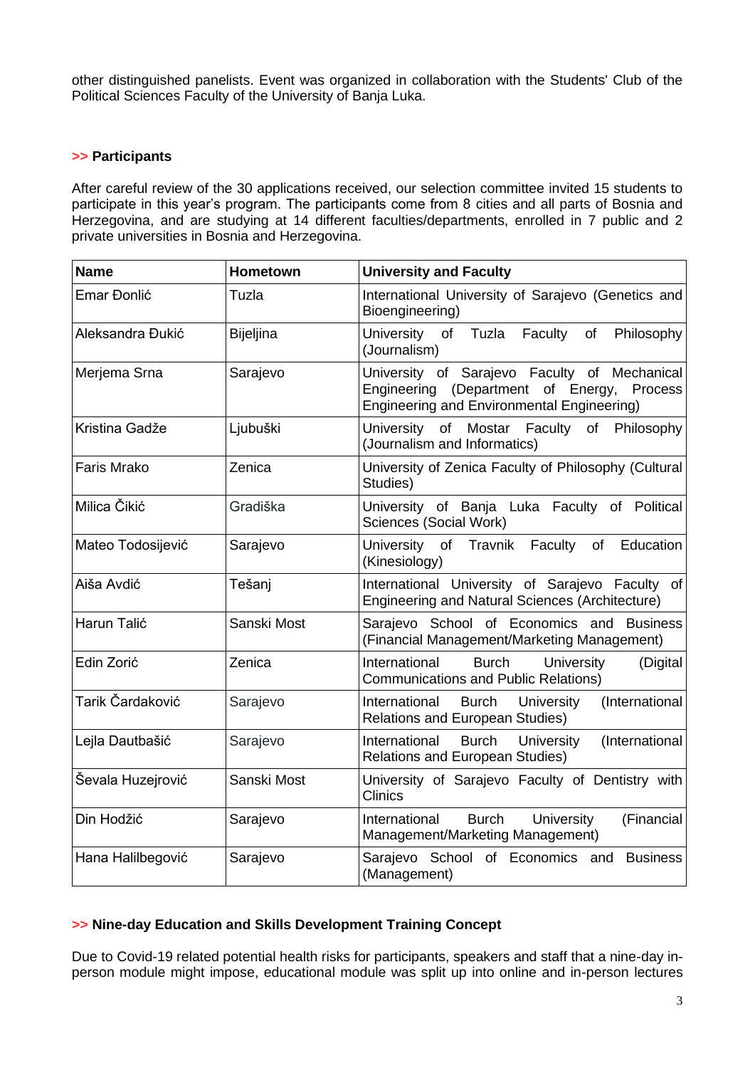other distinguished panelists. Event was organized in collaboration with the Students' Club of the Political Sciences Faculty of the University of Banja Luka.

## >> Participants

After careful review of the 30 applications received, our selection committee invited 15 students to participate in this year's program. The participants come from 8 cities and all parts of Bosnia and Herzegovina, and are studying at 14 different faculties/departments, enrolled in 7 public and 2 private universities in Bosnia and Herzegovina.

| Name | Hometown | University and Faculty |
|---|---|---|
| Emar Đonlić | Tuzla | International University of Sarajevo (Genetics and Bioengineering) |
| Aleksandra Đukić | Bijeljina | University of Tuzla Faculty of Philosophy (Journalism) |
| Merjema Srna | Sarajevo | University of Sarajevo Faculty of Mechanical Engineering (Department of Energy, Process Engineering and Environmental Engineering) |
| Kristina Gadže | Ljubuški | University of Mostar Faculty of Philosophy (Journalism and Informatics) |
| Faris Mrako | Zenica | University of Zenica Faculty of Philosophy (Cultural Studies) |
| Milica Čikić | Gradiška | University of Banja Luka Faculty of Political Sciences (Social Work) |
| Mateo Todosijević | Sarajevo | University of Travnik Faculty of Education (Kinesiology) |
| Aiša Avdić | Tešanj | International University of Sarajevo Faculty of Engineering and Natural Sciences (Architecture) |
| Harun Talić | Sanski Most | Sarajevo School of Economics and Business (Financial Management/Marketing Management) |
| Edin Zorić | Zenica | International Burch University (Digital Communications and Public Relations) |
| Tarik Čardaković | Sarajevo | International Burch University (International Relations and European Studies) |
| Lejla Dautbašić | Sarajevo | International Burch University (International Relations and European Studies) |
| Ševala Huzejrović | Sanski Most | University of Sarajevo Faculty of Dentistry with Clinics |
| Din Hodžić | Sarajevo | International Burch University (Financial Management/Marketing Management) |
| Hana Halilbegović | Sarajevo | Sarajevo School of Economics and Business (Management) |

## >> Nine-day Education and Skills Development Training Concept

Due to Covid-19 related potential health risks for participants, speakers and staff that a nine-day in-person module might impose, educational module was split up into online and in-person lectures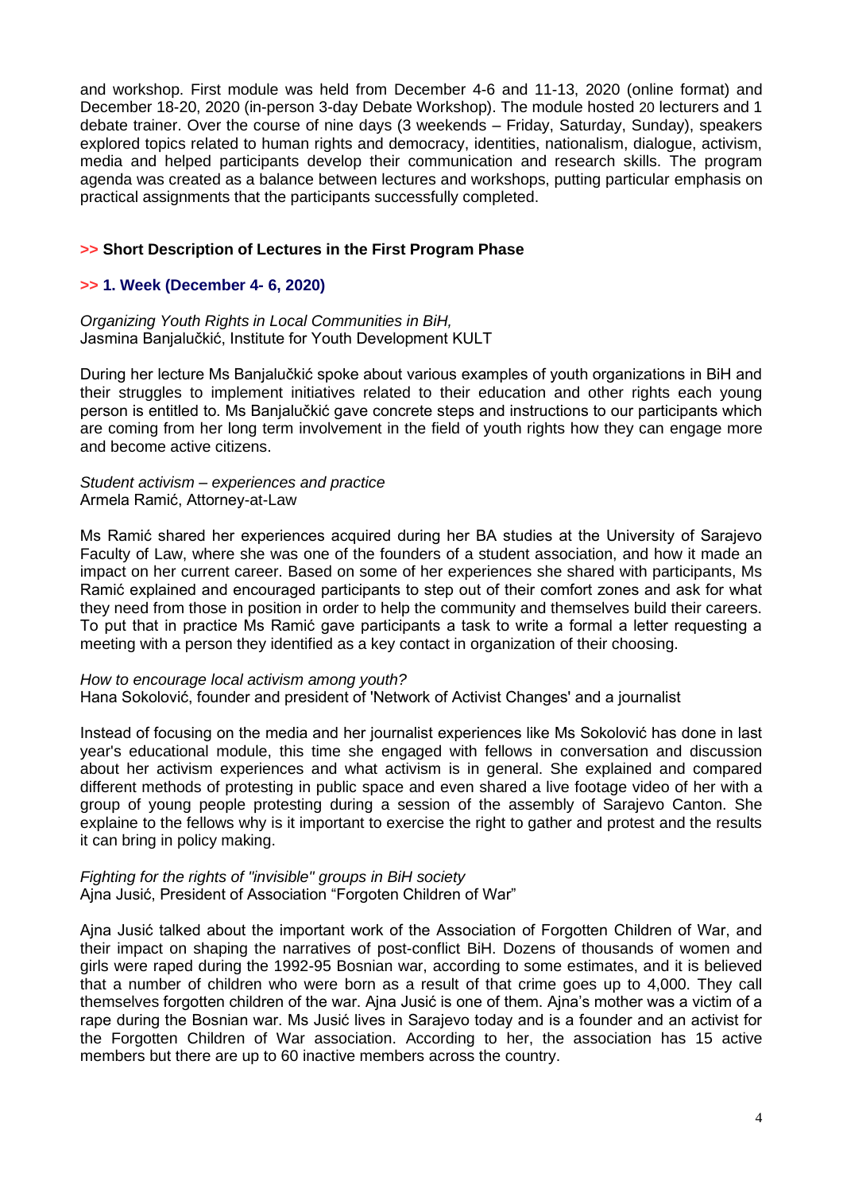and workshop. First module was held from December 4-6 and 11-13, 2020 (online format) and December 18-20, 2020 (in-person 3-day Debate Workshop). The module hosted 20 lecturers and 1 debate trainer. Over the course of nine days (3 weekends – Friday, Saturday, Sunday), speakers explored topics related to human rights and democracy, identities, nationalism, dialogue, activism, media and helped participants develop their communication and research skills. The program agenda was created as a balance between lectures and workshops, putting particular emphasis on practical assignments that the participants successfully completed.

## >> Short Description of Lectures in the First Program Phase

### >> 1. Week (December 4- 6, 2020)

*Organizing Youth Rights in Local Communities in BiH,*
Jasmina Banjalučkić, Institute for Youth Development KULT

During her lecture Ms Banjalučkić spoke about various examples of youth organizations in BiH and their struggles to implement initiatives related to their education and other rights each young person is entitled to. Ms Banjalučkić gave concrete steps and instructions to our participants which are coming from her long term involvement in the field of youth rights how they can engage more and become active citizens.

*Student activism – experiences and practice*
Armela Ramić, Attorney-at-Law

Ms Ramić shared her experiences acquired during her BA studies at the University of Sarajevo Faculty of Law, where she was one of the founders of a student association, and how it made an impact on her current career. Based on some of her experiences she shared with participants, Ms Ramić explained and encouraged participants to step out of their comfort zones and ask for what they need from those in position in order to help the community and themselves build their careers. To put that in practice Ms Ramić gave participants a task to write a formal a letter requesting a meeting with a person they identified as a key contact in organization of their choosing.

*How to encourage local activism among youth?*
Hana Sokolović, founder and president of 'Network of Activist Changes' and a journalist

Instead of focusing on the media and her journalist experiences like Ms Sokolović has done in last year's educational module, this time she engaged with fellows in conversation and discussion about her activism experiences and what activism is in general. She explained and compared different methods of protesting in public space and even shared a live footage video of her with a group of young people protesting during a session of the assembly of Sarajevo Canton. She explaine to the fellows why is it important to exercise the right to gather and protest and the results it can bring in policy making.

*Fighting for the rights of "invisible" groups in BiH society*
Ajna Jusić, President of Association “Forgoten Children of War”

Ajna Jusić talked about the important work of the Association of Forgotten Children of War, and their impact on shaping the narratives of post-conflict BiH. Dozens of thousands of women and girls were raped during the 1992-95 Bosnian war, according to some estimates, and it is believed that a number of children who were born as a result of that crime goes up to 4,000. They call themselves forgotten children of the war. Ajna Jusić is one of them. Ajna’s mother was a victim of a rape during the Bosnian war. Ms Jusić lives in Sarajevo today and is a founder and an activist for the Forgotten Children of War association. According to her, the association has 15 active members but there are up to 60 inactive members across the country.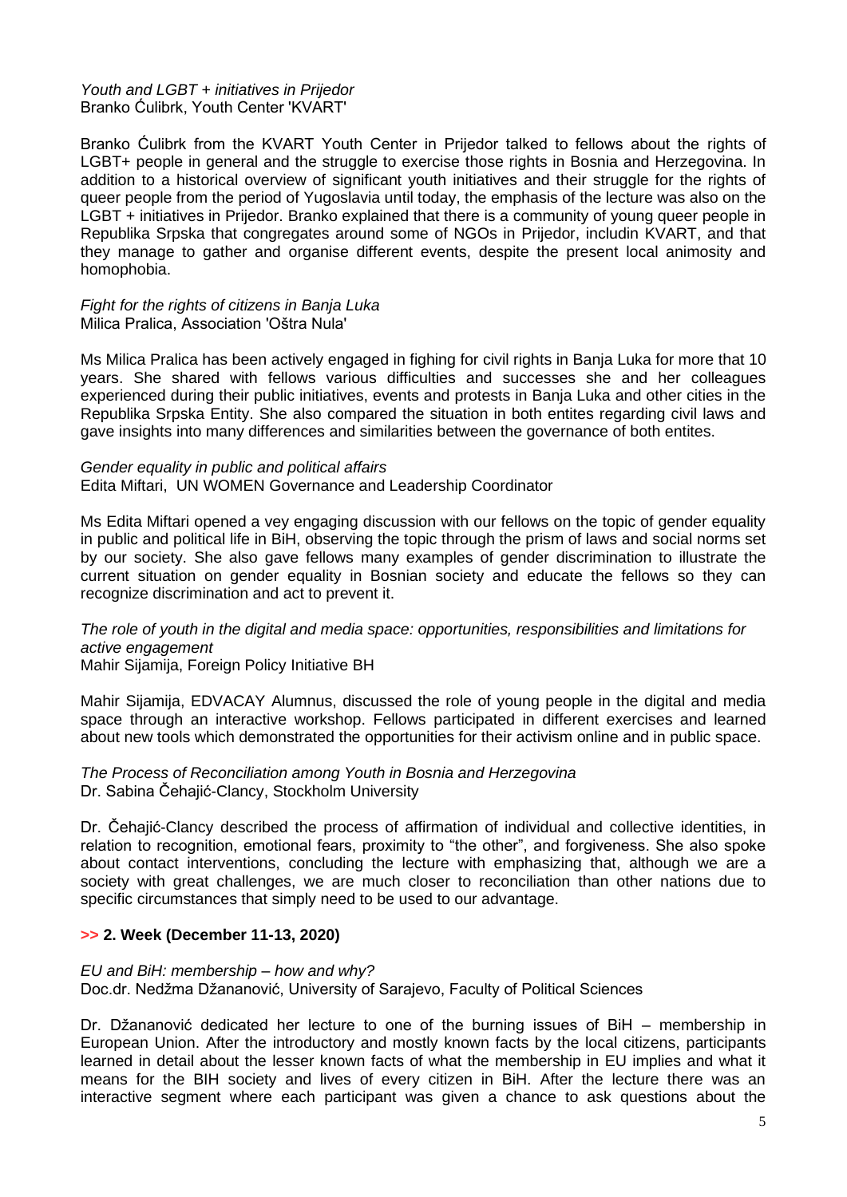*Youth and LGBT + initiatives in Prijedor*
Branko Ćulibrk, Youth Center 'KVART'

Branko Ćulibrk from the KVART Youth Center in Prijedor talked to fellows about the rights of LGBT+ people in general and the struggle to exercise those rights in Bosnia and Herzegovina. In addition to a historical overview of significant youth initiatives and their struggle for the rights of queer people from the period of Yugoslavia until today, the emphasis of the lecture was also on the LGBT + initiatives in Prijedor. Branko explained that there is a community of young queer people in Republika Srpska that congregates around some of NGOs in Prijedor, includin KVART, and that they manage to gather and organise different events, despite the present local animosity and homophobia.

*Fight for the rights of citizens in Banja Luka*
Milica Pralica, Association 'Oštra Nula'

Ms Milica Pralica has been actively engaged in fighing for civil rights in Banja Luka for more that 10 years. She shared with fellows various difficulties and successes she and her colleagues experienced during their public initiatives, events and protests in Banja Luka and other cities in the Republika Srpska Entity. She also compared the situation in both entites regarding civil laws and gave insights into many differences and similarities between the governance of both entites.

*Gender equality in public and political affairs*
Edita Miftari, UN WOMEN Governance and Leadership Coordinator

Ms Edita Miftari opened a vey engaging discussion with our fellows on the topic of gender equality in public and political life in BiH, observing the topic through the prism of laws and social norms set by our society. She also gave fellows many examples of gender discrimination to illustrate the current situation on gender equality in Bosnian society and educate the fellows so they can recognize discrimination and act to prevent it.

*The role of youth in the digital and media space: opportunities, responsibilities and limitations for active engagement*
Mahir Sijamija, Foreign Policy Initiative BH

Mahir Sijamija, EDVACAY Alumnus, discussed the role of young people in the digital and media space through an interactive workshop. Fellows participated in different exercises and learned about new tools which demonstrated the opportunities for their activism online and in public space.

*The Process of Reconciliation among Youth in Bosnia and Herzegovina*
Dr. Sabina Čehajić-Clancy, Stockholm University

Dr. Čehajić-Clancy described the process of affirmation of individual and collective identities, in relation to recognition, emotional fears, proximity to "the other", and forgiveness. She also spoke about contact interventions, concluding the lecture with emphasizing that, although we are a society with great challenges, we are much closer to reconciliation than other nations due to specific circumstances that simply need to be used to our advantage.

**>> 2. Week (December 11-13, 2020)**

*EU and BiH: membership – how and why?*
Doc.dr. Nedžma Džananović, University of Sarajevo, Faculty of Political Sciences

Dr. Džananović dedicated her lecture to one of the burning issues of BiH – membership in European Union. After the introductory and mostly known facts by the local citizens, participants learned in detail about the lesser known facts of what the membership in EU implies and what it means for the BIH society and lives of every citizen in BiH. After the lecture there was an interactive segment where each participant was given a chance to ask questions about the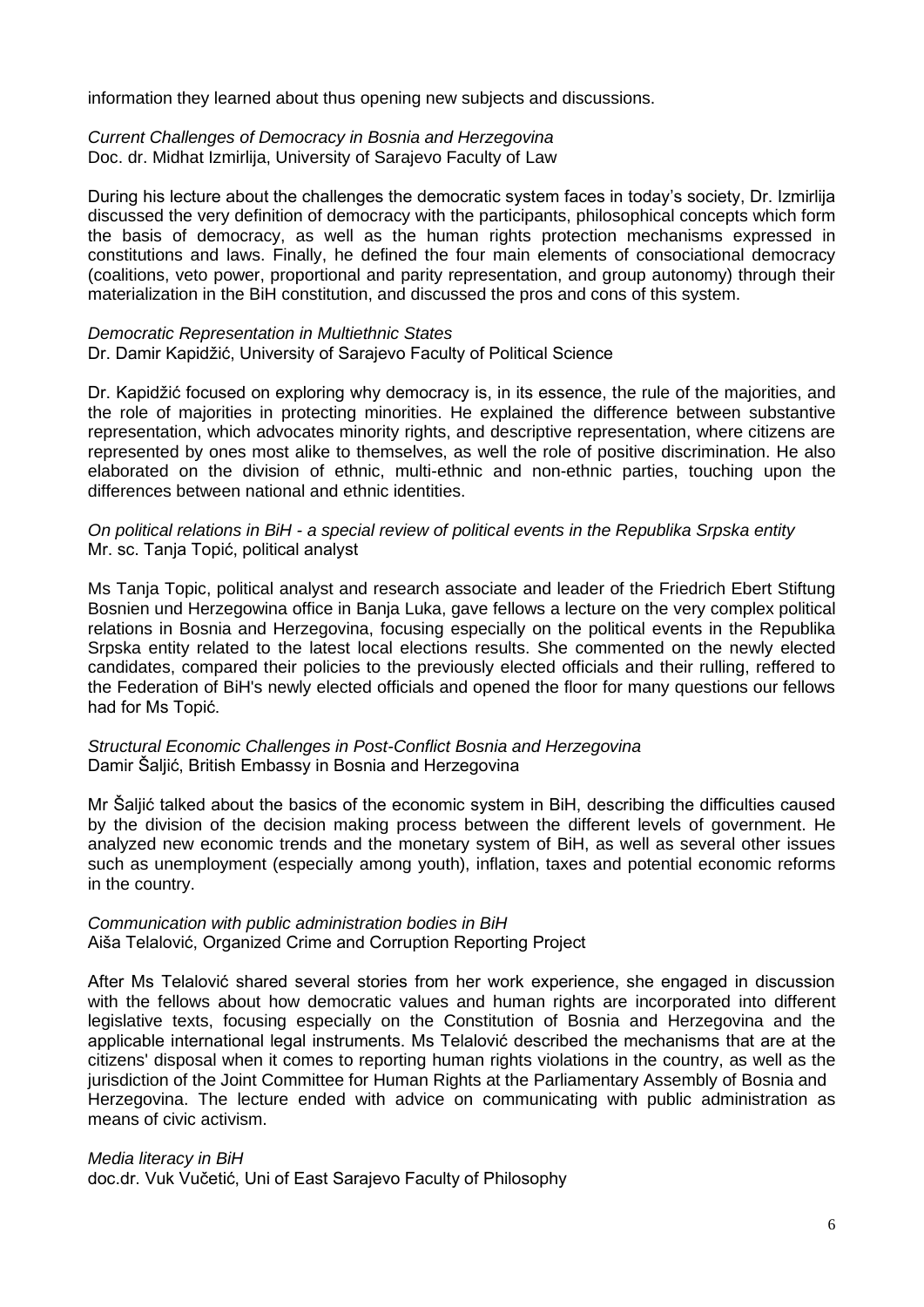information they learned about thus opening new subjects and discussions.

*Current Challenges of Democracy in Bosnia and Herzegovina*
Doc. dr. Midhat Izmirlija, University of Sarajevo Faculty of Law

During his lecture about the challenges the democratic system faces in today's society, Dr. Izmirlija discussed the very definition of democracy with the participants, philosophical concepts which form the basis of democracy, as well as the human rights protection mechanisms expressed in constitutions and laws. Finally, he defined the four main elements of consociational democracy (coalitions, veto power, proportional and parity representation, and group autonomy) through their materialization in the BiH constitution, and discussed the pros and cons of this system.

*Democratic Representation in Multiethnic States*
Dr. Damir Kapidžić, University of Sarajevo Faculty of Political Science

Dr. Kapidžić focused on exploring why democracy is, in its essence, the rule of the majorities, and the role of majorities in protecting minorities. He explained the difference between substantive representation, which advocates minority rights, and descriptive representation, where citizens are represented by ones most alike to themselves, as well the role of positive discrimination. He also elaborated on the division of ethnic, multi-ethnic and non-ethnic parties, touching upon the differences between national and ethnic identities.

*On political relations in BiH - a special review of political events in the Republika Srpska entity*
Mr. sc. Tanja Topić, political analyst

Ms Tanja Topic, political analyst and research associate and leader of the Friedrich Ebert Stiftung Bosnien und Herzegowina office in Banja Luka, gave fellows a lecture on the very complex political relations in Bosnia and Herzegovina, focusing especially on the political events in the Republika Srpska entity related to the latest local elections results. She commented on the newly elected candidates, compared their policies to the previously elected officials and their rulling, reffered to the Federation of BiH's newly elected officials and opened the floor for many questions our fellows had for Ms Topić.

*Structural Economic Challenges in Post-Conflict Bosnia and Herzegovina*
Damir Šaljić, British Embassy in Bosnia and Herzegovina

Mr Šaljić talked about the basics of the economic system in BiH, describing the difficulties caused by the division of the decision making process between the different levels of government. He analyzed new economic trends and the monetary system of BiH, as well as several other issues such as unemployment (especially among youth), inflation, taxes and potential economic reforms in the country.

*Communication with public administration bodies in BiH*
Aiša Telalović, Organized Crime and Corruption Reporting Project

After Ms Telalović shared several stories from her work experience, she engaged in discussion with the fellows about how democratic values and human rights are incorporated into different legislative texts, focusing especially on the Constitution of Bosnia and Herzegovina and the applicable international legal instruments. Ms Telalović described the mechanisms that are at the citizens' disposal when it comes to reporting human rights violations in the country, as well as the jurisdiction of the Joint Committee for Human Rights at the Parliamentary Assembly of Bosnia and Herzegovina. The lecture ended with advice on communicating with public administration as means of civic activism.

*Media literacy in BiH*
doc.dr. Vuk Vučetić, Uni of East Sarajevo Faculty of Philosophy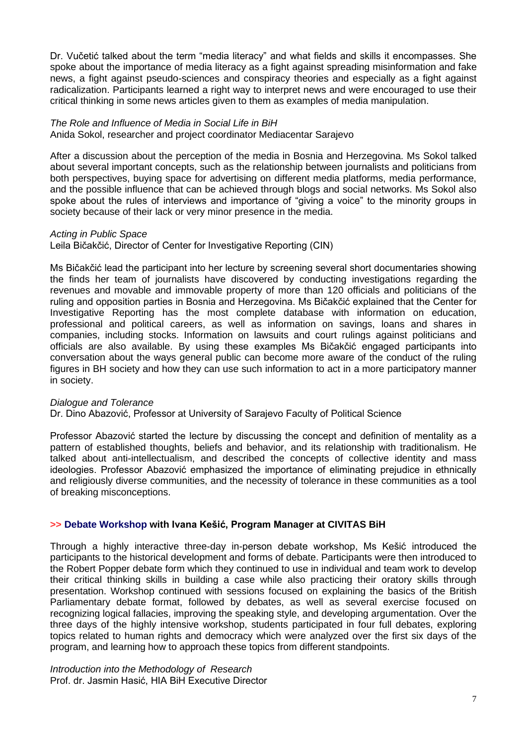Dr. Vučetić talked about the term "media literacy" and what fields and skills it encompasses. She spoke about the importance of media literacy as a fight against spreading misinformation and fake news, a fight against pseudo-sciences and conspiracy theories and especially as a fight against radicalization. Participants learned a right way to interpret news and were encouraged to use their critical thinking in some news articles given to them as examples of media manipulation.

*The Role and Influence of Media in Social Life in BiH*
Anida Sokol, researcher and project coordinator Mediacentar Sarajevo

After a discussion about the perception of the media in Bosnia and Herzegovina. Ms Sokol talked about several important concepts, such as the relationship between journalists and politicians from both perspectives, buying space for advertising on different media platforms, media performance, and the possible influence that can be achieved through blogs and social networks. Ms Sokol also spoke about the rules of interviews and importance of "giving a voice" to the minority groups in society because of their lack or very minor presence in the media.

*Acting in Public Space*
Leila Bičakčić, Director of Center for Investigative Reporting (CIN)

Ms Bičakčić lead the participant into her lecture by screening several short documentaries showing the finds her team of journalists have discovered by conducting investigations regarding the revenues and movable and immovable property of more than 120 officials and politicians of the ruling and opposition parties in Bosnia and Herzegovina. Ms Bičakčić explained that the Center for Investigative Reporting has the most complete database with information on education, professional and political careers, as well as information on savings, loans and shares in companies, including stocks. Information on lawsuits and court rulings against politicians and officials are also available. By using these examples Ms Bičakčić engaged participants into conversation about the ways general public can become more aware of the conduct of the ruling figures in BH society and how they can use such information to act in a more participatory manner in society.

*Dialogue and Tolerance*
Dr. Dino Abazović, Professor at University of Sarajevo Faculty of Political Science

Professor Abazović started the lecture by discussing the concept and definition of mentality as a pattern of established thoughts, beliefs and behavior, and its relationship with traditionalism. He talked about anti-intellectualism, and described the concepts of collective identity and mass ideologies. Professor Abazović emphasized the importance of eliminating prejudice in ethnically and religiously diverse communities, and the necessity of tolerance in these communities as a tool of breaking misconceptions.

**>> Debate Workshop with Ivana Kešić, Program Manager at CIVITAS BiH**

Through a highly interactive three-day in-person debate workshop, Ms Kešić introduced the participants to the historical development and forms of debate. Participants were then introduced to the Robert Popper debate form which they continued to use in individual and team work to develop their critical thinking skills in building a case while also practicing their oratory skills through presentation. Workshop continued with sessions focused on explaining the basics of the British Parliamentary debate format, followed by debates, as well as several exercise focused on recognizing logical fallacies, improving the speaking style, and developing argumentation. Over the three days of the highly intensive workshop, students participated in four full debates, exploring topics related to human rights and democracy which were analyzed over the first six days of the program, and learning how to approach these topics from different standpoints.

*Introduction into the Methodology of Research*
Prof. dr. Jasmin Hasić, HIA BiH Executive Director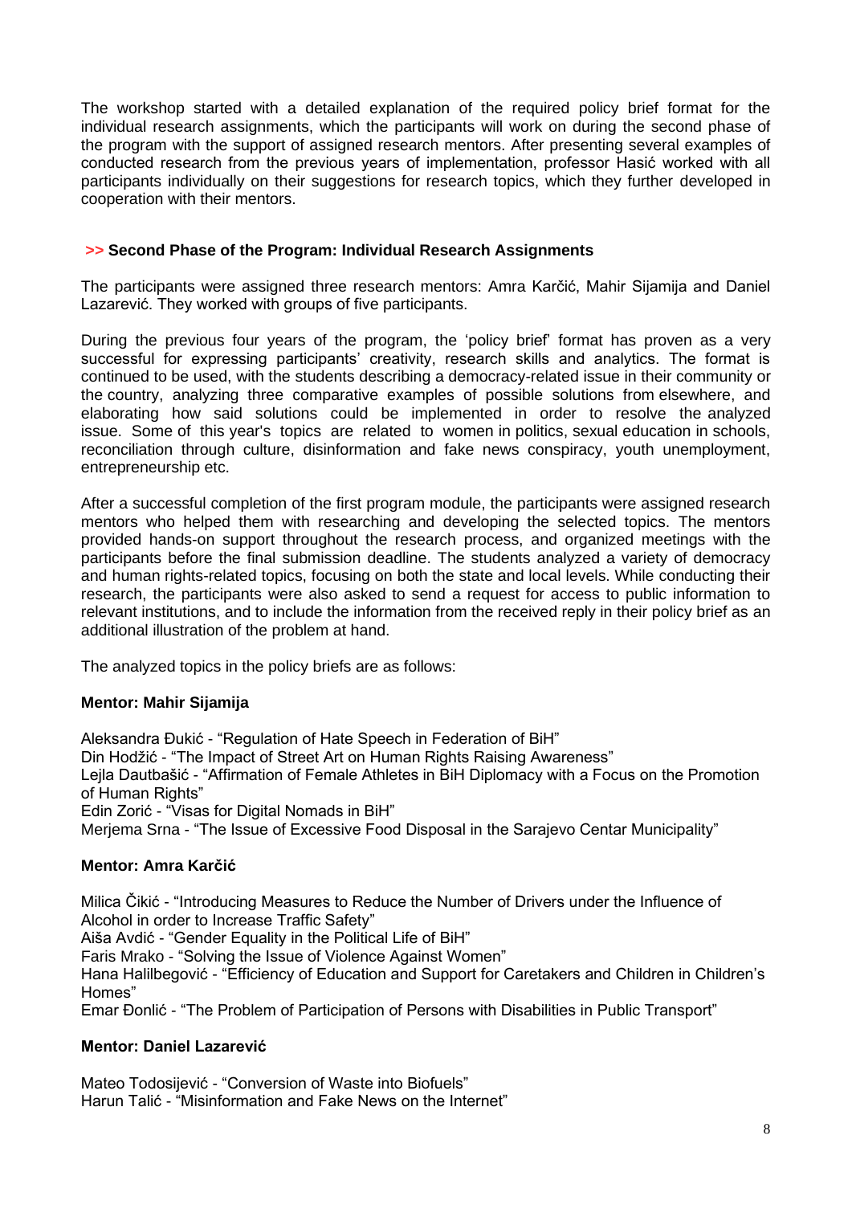The workshop started with a detailed explanation of the required policy brief format for the individual research assignments, which the participants will work on during the second phase of the program with the support of assigned research mentors. After presenting several examples of conducted research from the previous years of implementation, professor Hasić worked with all participants individually on their suggestions for research topics, which they further developed in cooperation with their mentors.

## >> Second Phase of the Program: Individual Research Assignments

The participants were assigned three research mentors: Amra Karčić, Mahir Sijamija and Daniel Lazarević. They worked with groups of five participants.

During the previous four years of the program, the 'policy brief' format has proven as a very successful for expressing participants' creativity, research skills and analytics. The format is continued to be used, with the students describing a democracy-related issue in their community or the country, analyzing three comparative examples of possible solutions from elsewhere, and elaborating how said solutions could be implemented in order to resolve the analyzed issue. Some of this year's topics are related to women in politics, sexual education in schools, reconciliation through culture, disinformation and fake news conspiracy, youth unemployment, entrepreneurship etc.

After a successful completion of the first program module, the participants were assigned research mentors who helped them with researching and developing the selected topics. The mentors provided hands-on support throughout the research process, and organized meetings with the participants before the final submission deadline. The students analyzed a variety of democracy and human rights-related topics, focusing on both the state and local levels. While conducting their research, the participants were also asked to send a request for access to public information to relevant institutions, and to include the information from the received reply in their policy brief as an additional illustration of the problem at hand.

The analyzed topics in the policy briefs are as follows:

**Mentor: Mahir Sijamija**

Aleksandra Đukić - "Regulation of Hate Speech in Federation of BiH"
Din Hodžić - "The Impact of Street Art on Human Rights Raising Awareness"
Lejla Dautbašić - "Affirmation of Female Athletes in BiH Diplomacy with a Focus on the Promotion of Human Rights"
Edin Zorić - "Visas for Digital Nomads in BiH"
Merjema Srna - "The Issue of Excessive Food Disposal in the Sarajevo Centar Municipality"

**Mentor: Amra Karčić**

Milica Čikić - "Introducing Measures to Reduce the Number of Drivers under the Influence of Alcohol in order to Increase Traffic Safety"
Aiša Avdić - "Gender Equality in the Political Life of BiH"
Faris Mrako - "Solving the Issue of Violence Against Women"
Hana Halilbegović - "Efficiency of Education and Support for Caretakers and Children in Children's Homes"
Emar Đonlić - "The Problem of Participation of Persons with Disabilities in Public Transport"

**Mentor: Daniel Lazarević**

Mateo Todosijević - "Conversion of Waste into Biofuels"
Harun Talić - "Misinformation and Fake News on the Internet"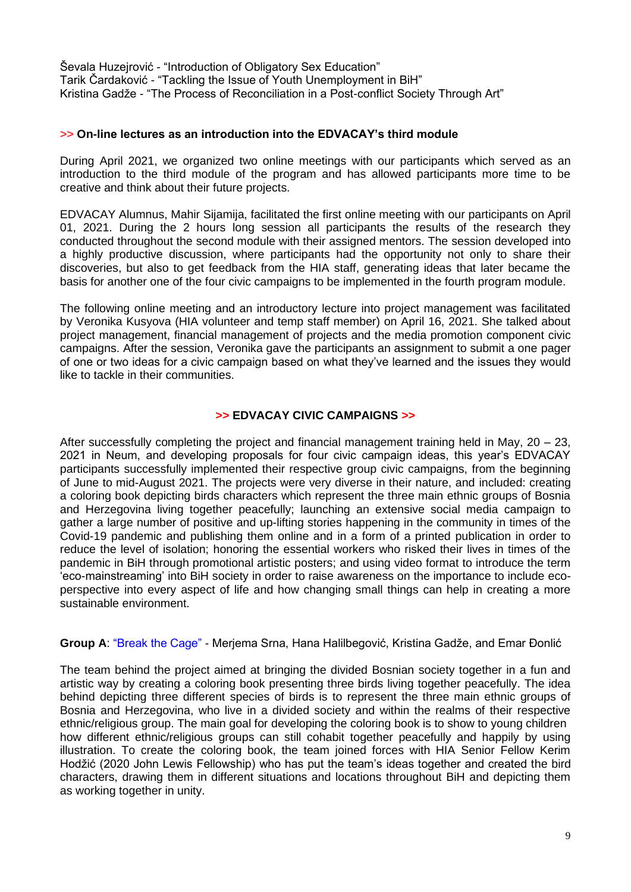Ševala Huzejrović - "Introduction of Obligatory Sex Education"
Tarik Čardaković - "Tackling the Issue of Youth Unemployment in BiH"
Kristina Gadže - "The Process of Reconciliation in a Post-conflict Society Through Art"

### >> On-line lectures as an introduction into the EDVACAY's third module

During April 2021, we organized two online meetings with our participants which served as an introduction to the third module of the program and has allowed participants more time to be creative and think about their future projects.

EDVACAY Alumnus, Mahir Sijamija, facilitated the first online meeting with our participants on April 01, 2021. During the 2 hours long session all participants the results of the research they conducted throughout the second module with their assigned mentors. The session developed into a highly productive discussion, where participants had the opportunity not only to share their discoveries, but also to get feedback from the HIA staff, generating ideas that later became the basis for another one of the four civic campaigns to be implemented in the fourth program module.

The following online meeting and an introductory lecture into project management was facilitated by Veronika Kusyova (HIA volunteer and temp staff member) on April 16, 2021. She talked about project management, financial management of projects and the media promotion component civic campaigns. After the session, Veronika gave the participants an assignment to submit a one pager of one or two ideas for a civic campaign based on what they've learned and the issues they would like to tackle in their communities.

## >> EDVACAY CIVIC CAMPAIGNS >>

After successfully completing the project and financial management training held in May, 20 – 23, 2021 in Neum, and developing proposals for four civic campaign ideas, this year's EDVACAY participants successfully implemented their respective group civic campaigns, from the beginning of June to mid-August 2021. The projects were very diverse in their nature, and included: creating a coloring book depicting birds characters which represent the three main ethnic groups of Bosnia and Herzegovina living together peacefully; launching an extensive social media campaign to gather a large number of positive and up-lifting stories happening in the community in times of the Covid-19 pandemic and publishing them online and in a form of a printed publication in order to reduce the level of isolation; honoring the essential workers who risked their lives in times of the pandemic in BiH through promotional artistic posters; and using video format to introduce the term 'eco-mainstreaming' into BiH society in order to raise awareness on the importance to include eco-perspective into every aspect of life and how changing small things can help in creating a more sustainable environment.

**Group A**: "Break the Cage" - Merjema Srna, Hana Halilbegović, Kristina Gadže, and Emar Đonlić

The team behind the project aimed at bringing the divided Bosnian society together in a fun and artistic way by creating a coloring book presenting three birds living together peacefully. The idea behind depicting three different species of birds is to represent the three main ethnic groups of Bosnia and Herzegovina, who live in a divided society and within the realms of their respective ethnic/religious group. The main goal for developing the coloring book is to show to young children how different ethnic/religious groups can still cohabit together peacefully and happily by using illustration. To create the coloring book, the team joined forces with HIA Senior Fellow Kerim Hodžić (2020 John Lewis Fellowship) who has put the team's ideas together and created the bird characters, drawing them in different situations and locations throughout BiH and depicting them as working together in unity.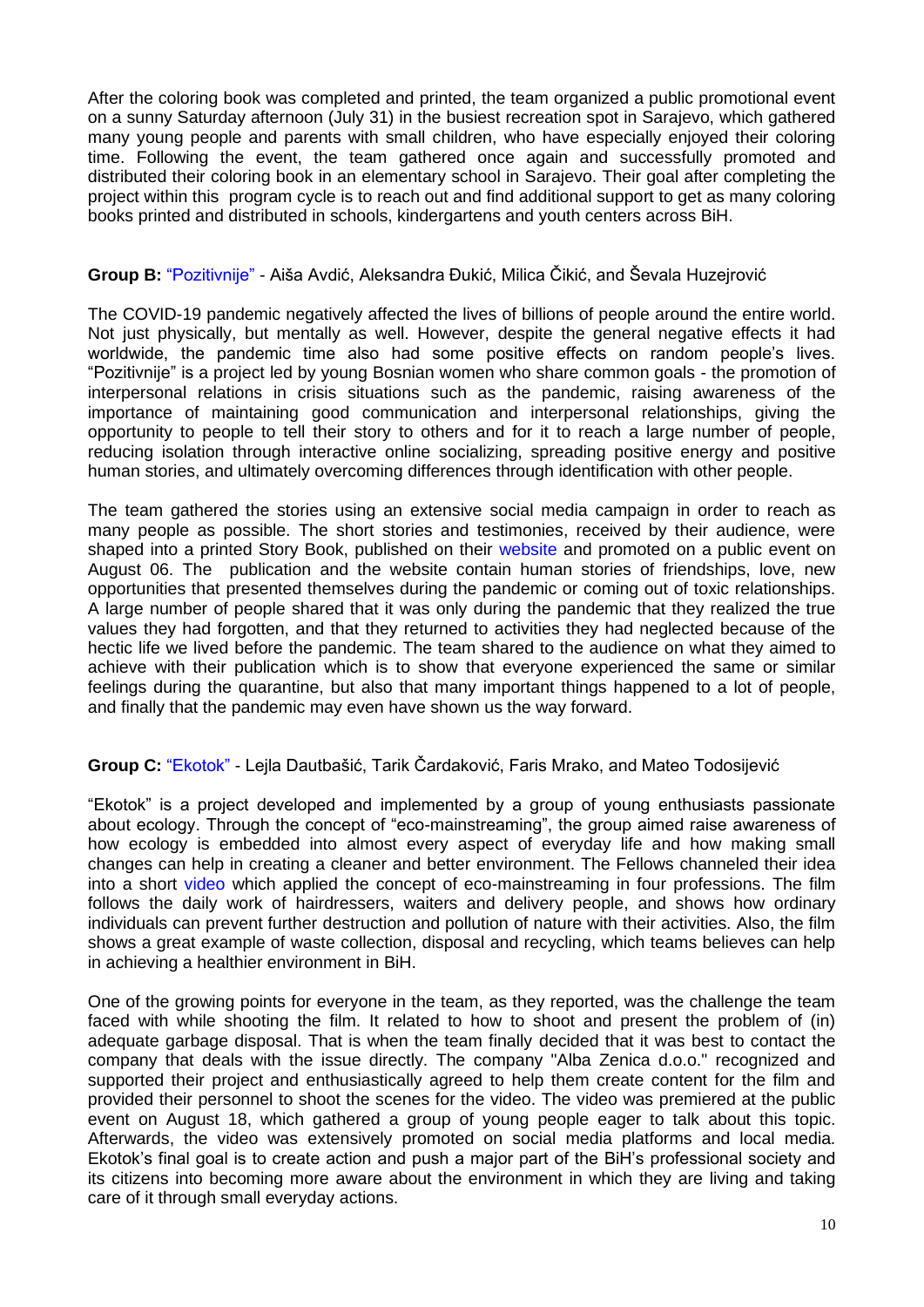After the coloring book was completed and printed, the team organized a public promotional event on a sunny Saturday afternoon (July 31) in the busiest recreation spot in Sarajevo, which gathered many young people and parents with small children, who have especially enjoyed their coloring time. Following the event, the team gathered once again and successfully promoted and distributed their coloring book in an elementary school in Sarajevo. Their goal after completing the project within this program cycle is to reach out and find additional support to get as many coloring books printed and distributed in schools, kindergartens and youth centers across BiH.

**Group B:** "Pozitivnije" - Aiša Avdić, Aleksandra Đukić, Milica Čikić, and Ševala Huzejrović

The COVID-19 pandemic negatively affected the lives of billions of people around the entire world. Not just physically, but mentally as well. However, despite the general negative effects it had worldwide, the pandemic time also had some positive effects on random people's lives. "Pozitivnije" is a project led by young Bosnian women who share common goals - the promotion of interpersonal relations in crisis situations such as the pandemic, raising awareness of the importance of maintaining good communication and interpersonal relationships, giving the opportunity to people to tell their story to others and for it to reach a large number of people, reducing isolation through interactive online socializing, spreading positive energy and positive human stories, and ultimately overcoming differences through identification with other people.

The team gathered the stories using an extensive social media campaign in order to reach as many people as possible. The short stories and testimonies, received by their audience, were shaped into a printed Story Book, published on their website and promoted on a public event on August 06. The publication and the website contain human stories of friendships, love, new opportunities that presented themselves during the pandemic or coming out of toxic relationships. A large number of people shared that it was only during the pandemic that they realized the true values they had forgotten, and that they returned to activities they had neglected because of the hectic life we lived before the pandemic. The team shared to the audience on what they aimed to achieve with their publication which is to show that everyone experienced the same or similar feelings during the quarantine, but also that many important things happened to a lot of people, and finally that the pandemic may even have shown us the way forward.

**Group C:** "Ekotok" - Lejla Dautbašić, Tarik Čardaković, Faris Mrako, and Mateo Todosijević

"Ekotok" is a project developed and implemented by a group of young enthusiasts passionate about ecology. Through the concept of "eco-mainstreaming", the group aimed raise awareness of how ecology is embedded into almost every aspect of everyday life and how making small changes can help in creating a cleaner and better environment. The Fellows channeled their idea into a short video which applied the concept of eco-mainstreaming in four professions. The film follows the daily work of hairdressers, waiters and delivery people, and shows how ordinary individuals can prevent further destruction and pollution of nature with their activities. Also, the film shows a great example of waste collection, disposal and recycling, which teams believes can help in achieving a healthier environment in BiH.

One of the growing points for everyone in the team, as they reported, was the challenge the team faced with while shooting the film. It related to how to shoot and present the problem of (in) adequate garbage disposal. That is when the team finally decided that it was best to contact the company that deals with the issue directly. The company "Alba Zenica d.o.o." recognized and supported their project and enthusiastically agreed to help them create content for the film and provided their personnel to shoot the scenes for the video. The video was premiered at the public event on August 18, which gathered a group of young people eager to talk about this topic. Afterwards, the video was extensively promoted on social media platforms and local media. Ekotok's final goal is to create action and push a major part of the BiH's professional society and its citizens into becoming more aware about the environment in which they are living and taking care of it through small everyday actions.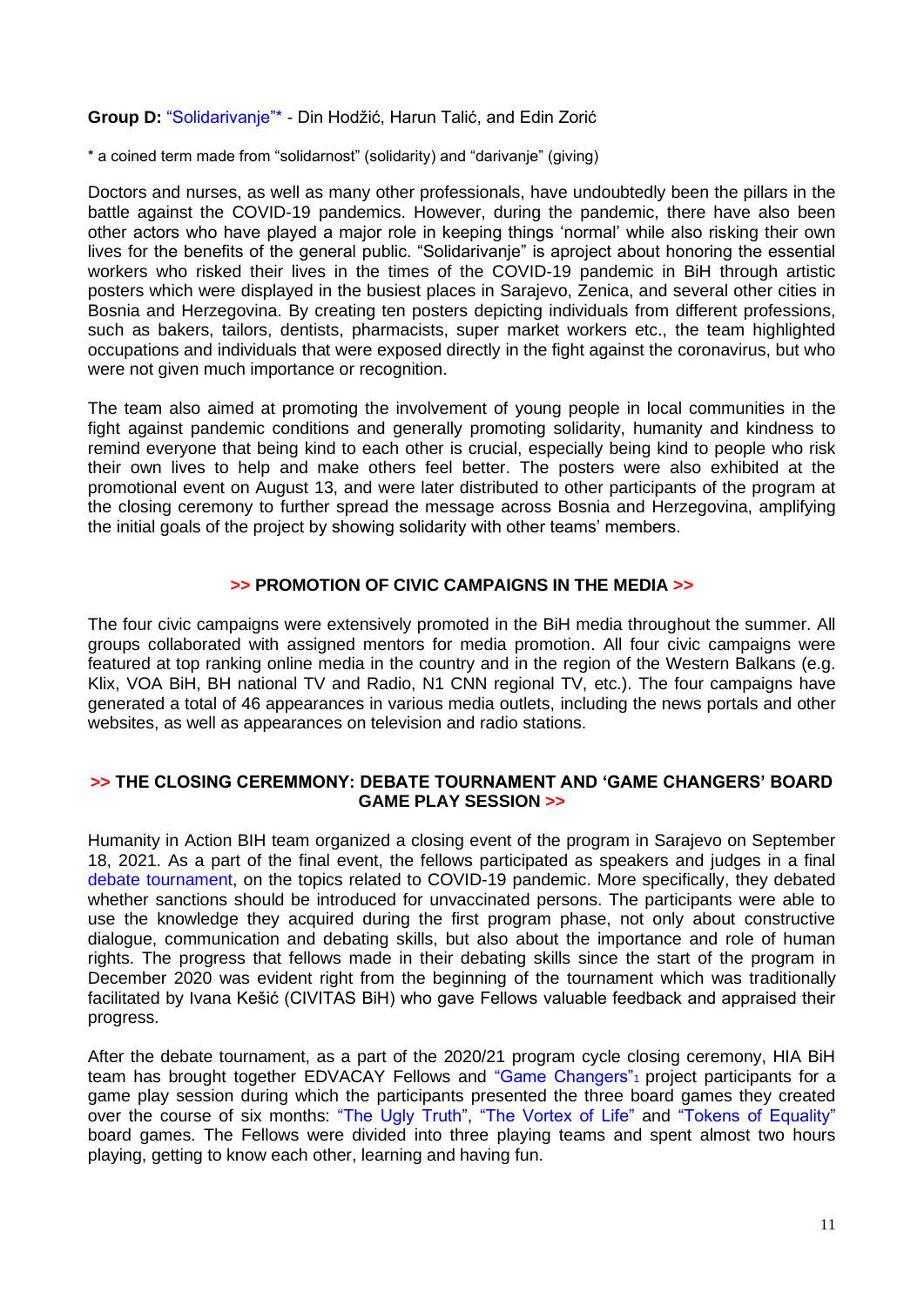**Group D:** "Solidarivanje"* - Din Hodžić, Harun Talić, and Edin Zorić

* a coined term made from "solidarnost" (solidarity) and "darivanje" (giving)

Doctors and nurses, as well as many other professionals, have undoubtedly been the pillars in the battle against the COVID-19 pandemics. However, during the pandemic, there have also been other actors who have played a major role in keeping things 'normal' while also risking their own lives for the benefits of the general public. "Solidarivanje" is aproject about honoring the essential workers who risked their lives in the times of the COVID-19 pandemic in BiH through artistic posters which were displayed in the busiest places in Sarajevo, Zenica, and several other cities in Bosnia and Herzegovina. By creating ten posters depicting individuals from different professions, such as bakers, tailors, dentists, pharmacists, super market workers etc., the team highlighted occupations and individuals that were exposed directly in the fight against the coronavirus, but who were not given much importance or recognition.

The team also aimed at promoting the involvement of young people in local communities in the fight against pandemic conditions and generally promoting solidarity, humanity and kindness to remind everyone that being kind to each other is crucial, especially being kind to people who risk their own lives to help and make others feel better. The posters were also exhibited at the promotional event on August 13, and were later distributed to other participants of the program at the closing ceremony to further spread the message across Bosnia and Herzegovina, amplifying the initial goals of the project by showing solidarity with other teams' members.

## >> PROMOTION OF CIVIC CAMPAIGNS IN THE MEDIA >>

The four civic campaigns were extensively promoted in the BiH media throughout the summer. All groups collaborated with assigned mentors for media promotion. All four civic campaigns were featured at top ranking online media in the country and in the region of the Western Balkans (e.g. Klix, VOA BiH, BH national TV and Radio, N1 CNN regional TV, etc.). The four campaigns have generated a total of 46 appearances in various media outlets, including the news portals and other websites, as well as appearances on television and radio stations.

## >> THE CLOSING CEREMMONY: DEBATE TOURNAMENT AND 'GAME CHANGERS' BOARD GAME PLAY SESSION >>

Humanity in Action BIH team organized a closing event of the program in Sarajevo on September 18, 2021. As a part of the final event, the fellows participated as speakers and judges in a final debate tournament, on the topics related to COVID-19 pandemic. More specifically, they debated whether sanctions should be introduced for unvaccinated persons. The participants were able to use the knowledge they acquired during the first program phase, not only about constructive dialogue, communication and debating skills, but also about the importance and role of human rights. The progress that fellows made in their debating skills since the start of the program in December 2020 was evident right from the beginning of the tournament which was traditionally facilitated by Ivana Kešić (CIVITAS BiH) who gave Fellows valuable feedback and appraised their progress.

After the debate tournament, as a part of the 2020/21 program cycle closing ceremony, HIA BiH team has brought together EDVACAY Fellows and "Game Changers"[1] project participants for a game play session during which the participants presented the three board games they created over the course of six months: "The Ugly Truth", "The Vortex of Life" and "Tokens of Equality" board games. The Fellows were divided into three playing teams and spent almost two hours playing, getting to know each other, learning and having fun.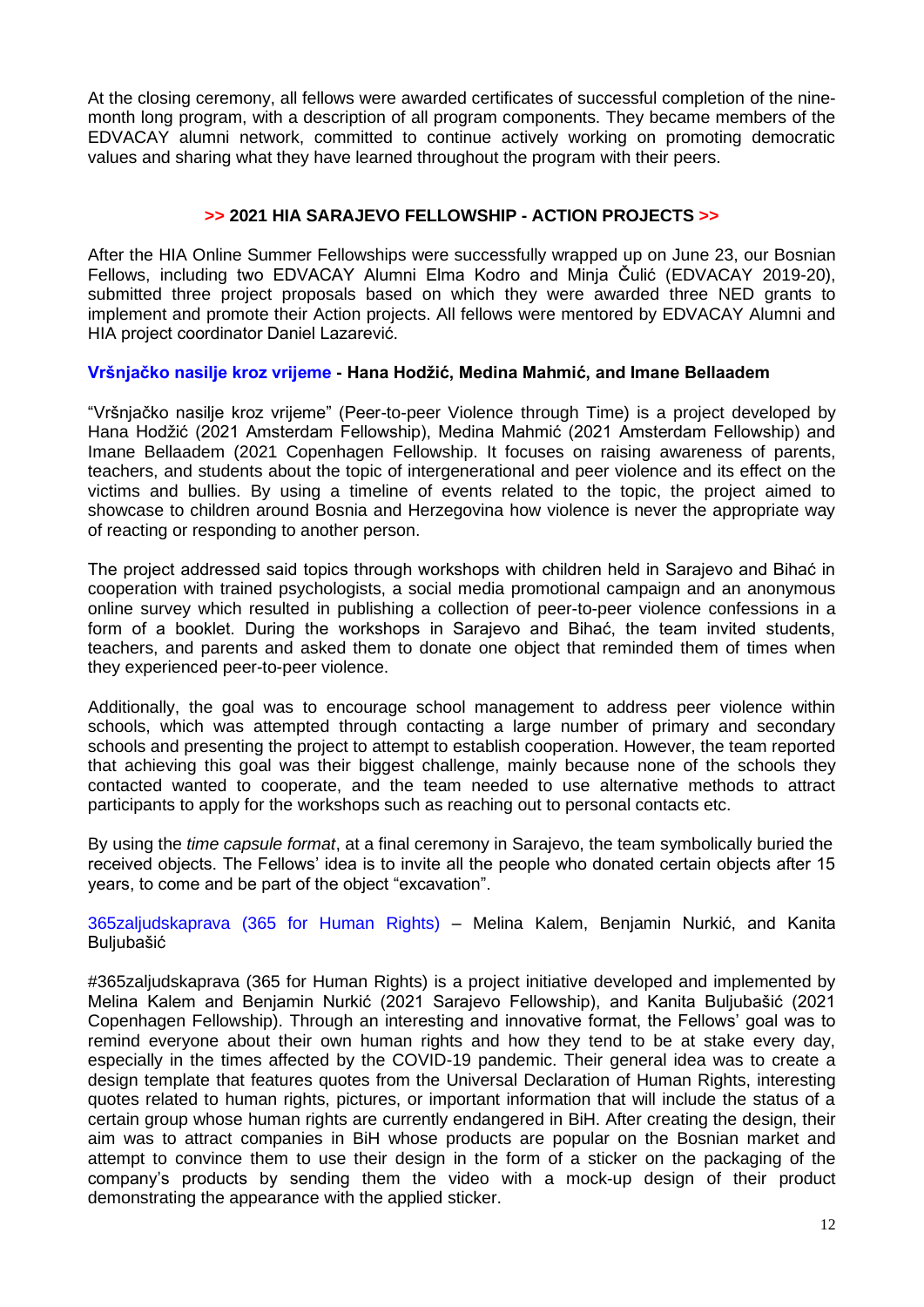At the closing ceremony, all fellows were awarded certificates of successful completion of the nine-month long program, with a description of all program components. They became members of the EDVACAY alumni network, committed to continue actively working on promoting democratic values and sharing what they have learned throughout the program with their peers.

## >> 2021 HIA SARAJEVO FELLOWSHIP - ACTION PROJECTS >>

After the HIA Online Summer Fellowships were successfully wrapped up on June 23, our Bosnian Fellows, including two EDVACAY Alumni Elma Kodro and Minja Čulić (EDVACAY 2019-20), submitted three project proposals based on which they were awarded three NED grants to implement and promote their Action projects. All fellows were mentored by EDVACAY Alumni and HIA project coordinator Daniel Lazarević.

### Vršnjačko nasilje kroz vrijeme - Hana Hodžić, Medina Mahmić, and Imane Bellaadem

"Vršnjačko nasilje kroz vrijeme" (Peer-to-peer Violence through Time) is a project developed by Hana Hodžić (2021 Amsterdam Fellowship), Medina Mahmić (2021 Amsterdam Fellowship) and Imane Bellaadem (2021 Copenhagen Fellowship. It focuses on raising awareness of parents, teachers, and students about the topic of intergenerational and peer violence and its effect on the victims and bullies. By using a timeline of events related to the topic, the project aimed to showcase to children around Bosnia and Herzegovina how violence is never the appropriate way of reacting or responding to another person.

The project addressed said topics through workshops with children held in Sarajevo and Bihać in cooperation with trained psychologists, a social media promotional campaign and an anonymous online survey which resulted in publishing a collection of peer-to-peer violence confessions in a form of a booklet. During the workshops in Sarajevo and Bihać, the team invited students, teachers, and parents and asked them to donate one object that reminded them of times when they experienced peer-to-peer violence.

Additionally, the goal was to encourage school management to address peer violence within schools, which was attempted through contacting a large number of primary and secondary schools and presenting the project to attempt to establish cooperation. However, the team reported that achieving this goal was their biggest challenge, mainly because none of the schools they contacted wanted to cooperate, and the team needed to use alternative methods to attract participants to apply for the workshops such as reaching out to personal contacts etc.

By using the *time capsule format*, at a final ceremony in Sarajevo, the team symbolically buried the received objects. The Fellows' idea is to invite all the people who donated certain objects after 15 years, to come and be part of the object "excavation".

### 365zaljudskaprava (365 for Human Rights) – Melina Kalem, Benjamin Nurkić, and Kanita Buljubašić

#365zaljudskaprava (365 for Human Rights) is a project initiative developed and implemented by Melina Kalem and Benjamin Nurkić (2021 Sarajevo Fellowship), and Kanita Buljubašić (2021 Copenhagen Fellowship). Through an interesting and innovative format, the Fellows' goal was to remind everyone about their own human rights and how they tend to be at stake every day, especially in the times affected by the COVID-19 pandemic. Their general idea was to create a design template that features quotes from the Universal Declaration of Human Rights, interesting quotes related to human rights, pictures, or important information that will include the status of a certain group whose human rights are currently endangered in BiH. After creating the design, their aim was to attract companies in BiH whose products are popular on the Bosnian market and attempt to convince them to use their design in the form of a sticker on the packaging of the company's products by sending them the video with a mock-up design of their product demonstrating the appearance with the applied sticker.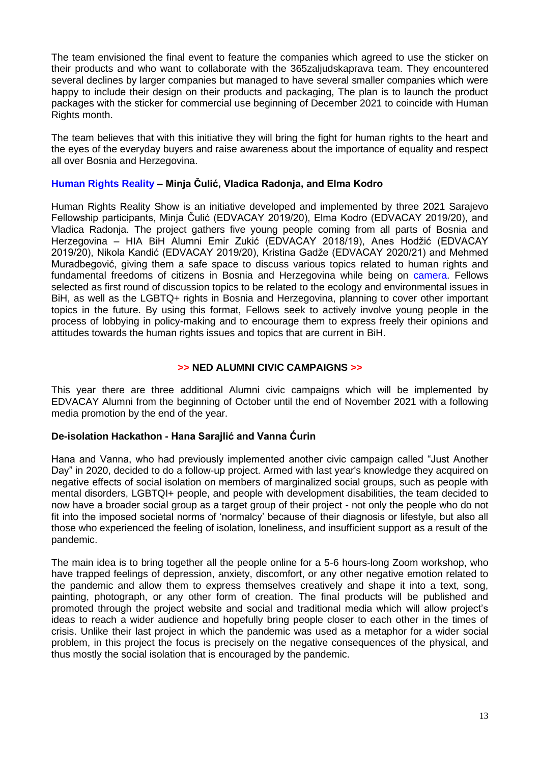The team envisioned the final event to feature the companies which agreed to use the sticker on their products and who want to collaborate with the 365zaljudskaprava team. They encountered several declines by larger companies but managed to have several smaller companies which were happy to include their design on their products and packaging, The plan is to launch the product packages with the sticker for commercial use beginning of December 2021 to coincide with Human Rights month.

The team believes that with this initiative they will bring the fight for human rights to the heart and the eyes of the everyday buyers and raise awareness about the importance of equality and respect all over Bosnia and Herzegovina.

### Human Rights Reality – Minja Čulić, Vladica Radonja, and Elma Kodro

Human Rights Reality Show is an initiative developed and implemented by three 2021 Sarajevo Fellowship participants, Minja Čulić (EDVACAY 2019/20), Elma Kodro (EDVACAY 2019/20), and Vladica Radonja. The project gathers five young people coming from all parts of Bosnia and Herzegovina – HIA BiH Alumni Emir Zukić (EDVACAY 2018/19), Anes Hodžić (EDVACAY 2019/20), Nikola Kandić (EDVACAY 2019/20), Kristina Gadže (EDVACAY 2020/21) and Mehmed Muradbegović, giving them a safe space to discuss various topics related to human rights and fundamental freedoms of citizens in Bosnia and Herzegovina while being on camera. Fellows selected as first round of discussion topics to be related to the ecology and environmental issues in BiH, as well as the LGBTQ+ rights in Bosnia and Herzegovina, planning to cover other important topics in the future. By using this format, Fellows seek to actively involve young people in the process of lobbying in policy-making and to encourage them to express freely their opinions and attitudes towards the human rights issues and topics that are current in BiH.

## >> NED ALUMNI CIVIC CAMPAIGNS >>

This year there are three additional Alumni civic campaigns which will be implemented by EDVACAY Alumni from the beginning of October until the end of November 2021 with a following media promotion by the end of the year.

### De-isolation Hackathon - Hana Sarajlić and Vanna Ćurin

Hana and Vanna, who had previously implemented another civic campaign called "Just Another Day" in 2020, decided to do a follow-up project. Armed with last year's knowledge they acquired on negative effects of social isolation on members of marginalized social groups, such as people with mental disorders, LGBTQI+ people, and people with development disabilities, the team decided to now have a broader social group as a target group of their project - not only the people who do not fit into the imposed societal norms of 'normalcy' because of their diagnosis or lifestyle, but also all those who experienced the feeling of isolation, loneliness, and insufficient support as a result of the pandemic.

The main idea is to bring together all the people online for a 5-6 hours-long Zoom workshop, who have trapped feelings of depression, anxiety, discomfort, or any other negative emotion related to the pandemic and allow them to express themselves creatively and shape it into a text, song, painting, photograph, or any other form of creation. The final products will be published and promoted through the project website and social and traditional media which will allow project's ideas to reach a wider audience and hopefully bring people closer to each other in the times of crisis. Unlike their last project in which the pandemic was used as a metaphor for a wider social problem, in this project the focus is precisely on the negative consequences of the physical, and thus mostly the social isolation that is encouraged by the pandemic.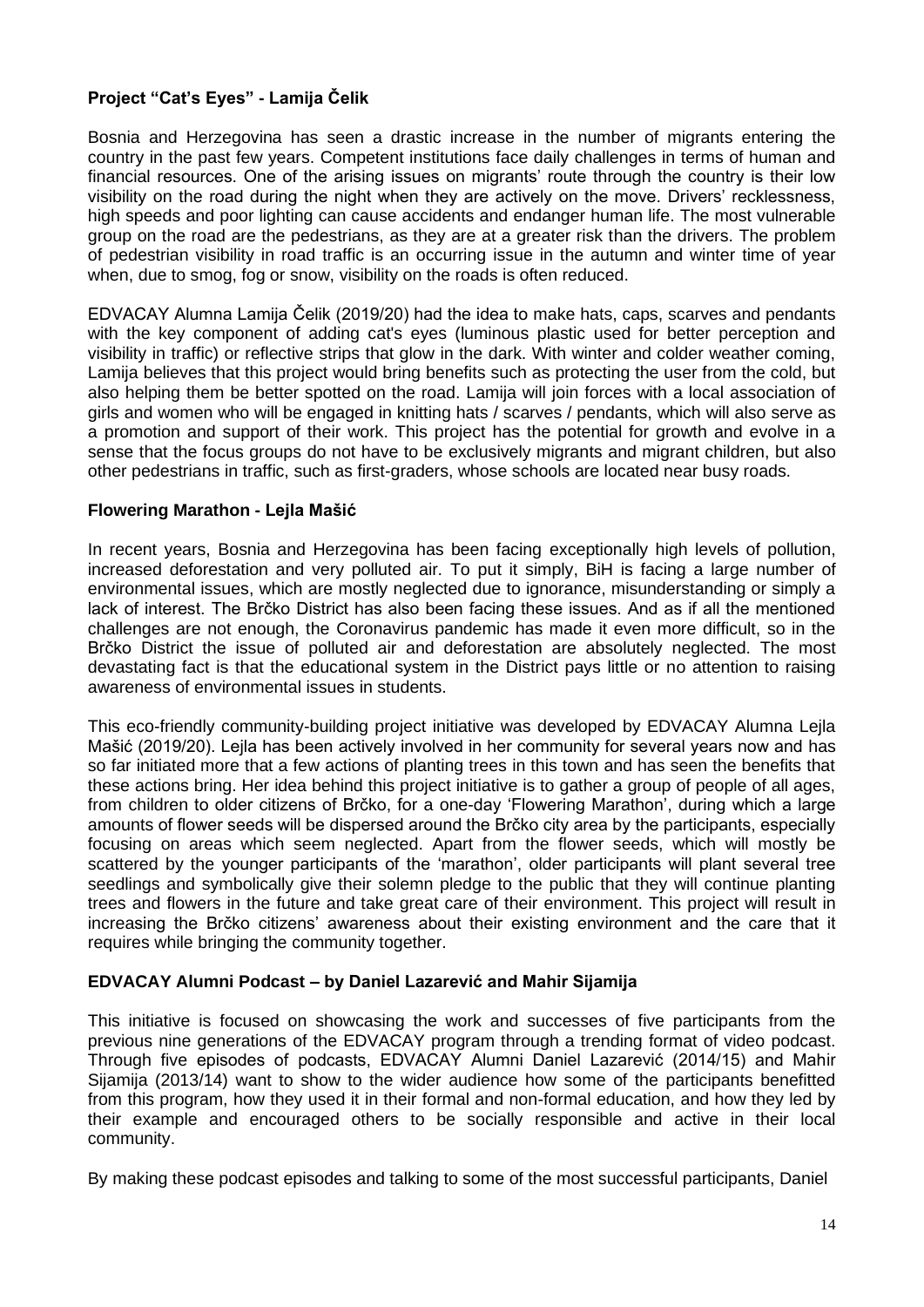### Project "Cat's Eyes" - Lamija Čelik

Bosnia and Herzegovina has seen a drastic increase in the number of migrants entering the country in the past few years. Competent institutions face daily challenges in terms of human and financial resources. One of the arising issues on migrants' route through the country is their low visibility on the road during the night when they are actively on the move. Drivers' recklessness, high speeds and poor lighting can cause accidents and endanger human life. The most vulnerable group on the road are the pedestrians, as they are at a greater risk than the drivers. The problem of pedestrian visibility in road traffic is an occurring issue in the autumn and winter time of year when, due to smog, fog or snow, visibility on the roads is often reduced.

EDVACAY Alumna Lamija Čelik (2019/20) had the idea to make hats, caps, scarves and pendants with the key component of adding cat's eyes (luminous plastic used for better perception and visibility in traffic) or reflective strips that glow in the dark. With winter and colder weather coming, Lamija believes that this project would bring benefits such as protecting the user from the cold, but also helping them be better spotted on the road. Lamija will join forces with a local association of girls and women who will be engaged in knitting hats / scarves / pendants, which will also serve as a promotion and support of their work. This project has the potential for growth and evolve in a sense that the focus groups do not have to be exclusively migrants and migrant children, but also other pedestrians in traffic, such as first-graders, whose schools are located near busy roads.

### Flowering Marathon - Lejla Mašić

In recent years, Bosnia and Herzegovina has been facing exceptionally high levels of pollution, increased deforestation and very polluted air. To put it simply, BiH is facing a large number of environmental issues, which are mostly neglected due to ignorance, misunderstanding or simply a lack of interest. The Brčko District has also been facing these issues. And as if all the mentioned challenges are not enough, the Coronavirus pandemic has made it even more difficult, so in the Brčko District the issue of polluted air and deforestation are absolutely neglected. The most devastating fact is that the educational system in the District pays little or no attention to raising awareness of environmental issues in students.

This eco-friendly community-building project initiative was developed by EDVACAY Alumna Lejla Mašić (2019/20). Lejla has been actively involved in her community for several years now and has so far initiated more that a few actions of planting trees in this town and has seen the benefits that these actions bring. Her idea behind this project initiative is to gather a group of people of all ages, from children to older citizens of Brčko, for a one-day 'Flowering Marathon', during which a large amounts of flower seeds will be dispersed around the Brčko city area by the participants, especially focusing on areas which seem neglected. Apart from the flower seeds, which will mostly be scattered by the younger participants of the 'marathon', older participants will plant several tree seedlings and symbolically give their solemn pledge to the public that they will continue planting trees and flowers in the future and take great care of their environment. This project will result in increasing the Brčko citizens' awareness about their existing environment and the care that it requires while bringing the community together.

### EDVACAY Alumni Podcast – by Daniel Lazarević and Mahir Sijamija

This initiative is focused on showcasing the work and successes of five participants from the previous nine generations of the EDVACAY program through a trending format of video podcast. Through five episodes of podcasts, EDVACAY Alumni Daniel Lazarević (2014/15) and Mahir Sijamija (2013/14) want to show to the wider audience how some of the participants benefitted from this program, how they used it in their formal and non-formal education, and how they led by their example and encouraged others to be socially responsible and active in their local community.

By making these podcast episodes and talking to some of the most successful participants, Daniel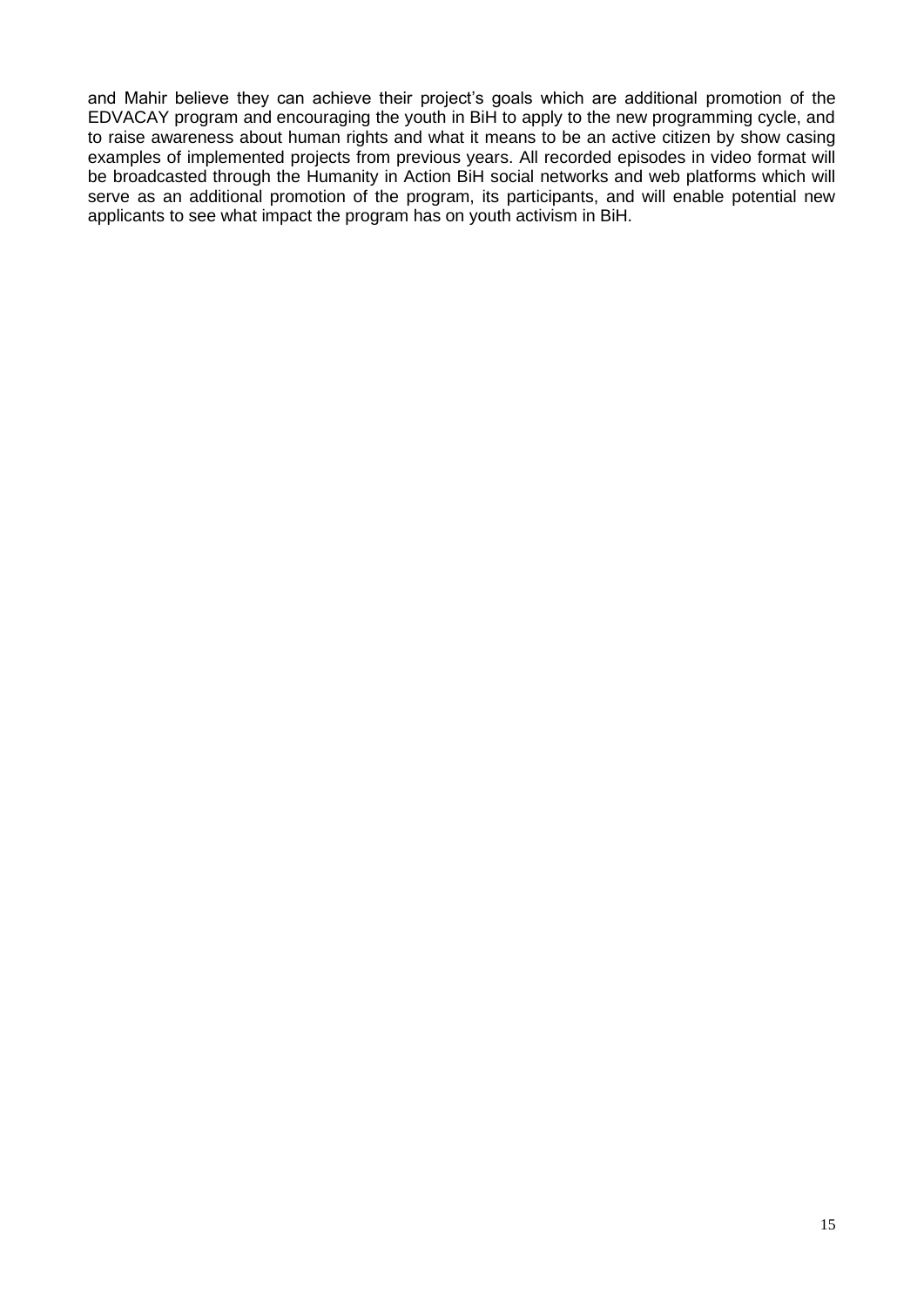and Mahir believe they can achieve their project's goals which are additional promotion of the EDVACAY program and encouraging the youth in BiH to apply to the new programming cycle, and to raise awareness about human rights and what it means to be an active citizen by show casing examples of implemented projects from previous years. All recorded episodes in video format will be broadcasted through the Humanity in Action BiH social networks and web platforms which will serve as an additional promotion of the program, its participants, and will enable potential new applicants to see what impact the program has on youth activism in BiH.